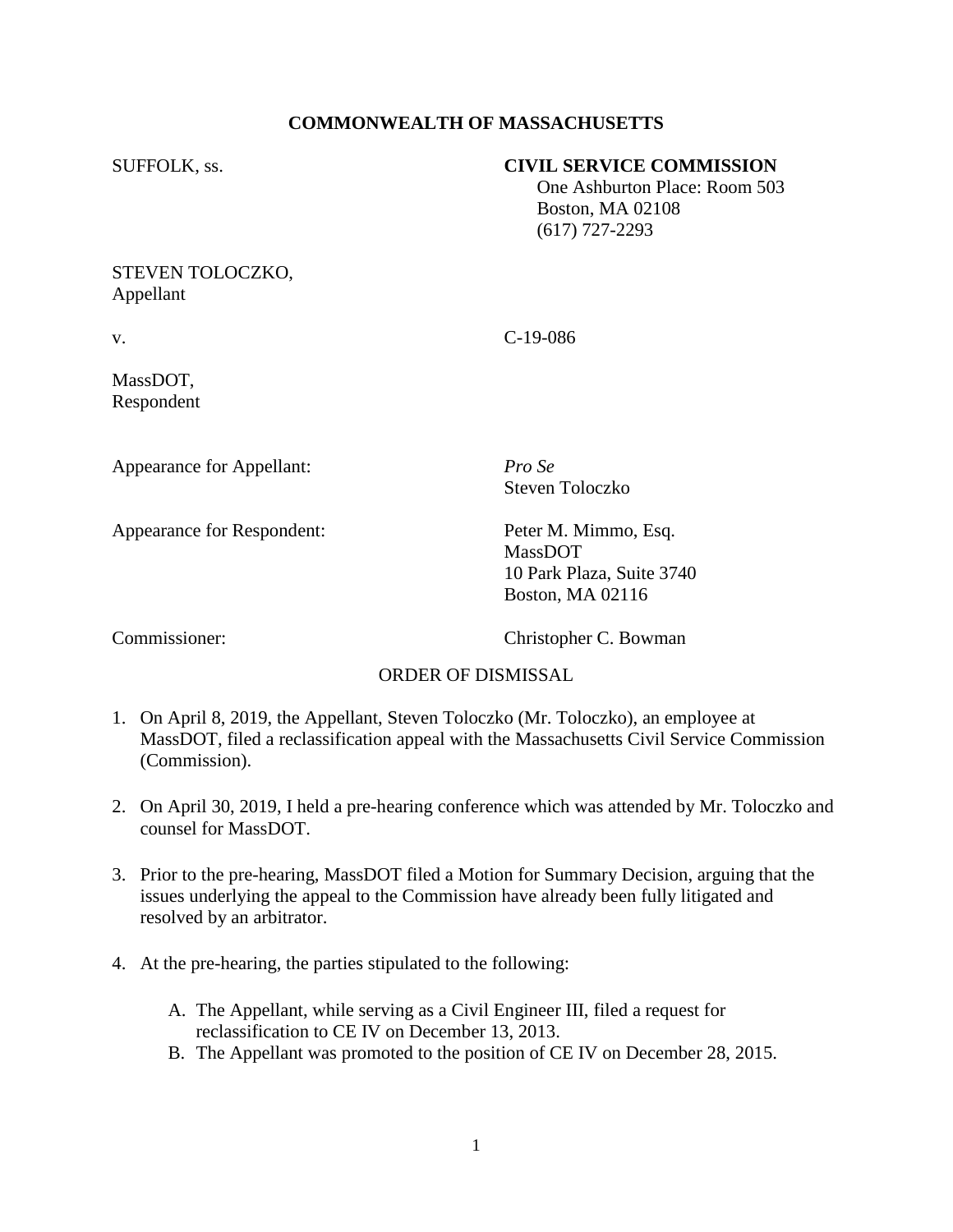**COMMONWEALTH OF MASSACHUSETTS**

SUFFOLK, ss.

**CIVIL SERVICE COMMISSION**
One Ashburton Place: Room 503
Boston, MA 02108
(617) 727-2293

STEVEN TOLOCZKO,
Appellant

v. C-19-086

MassDOT,
Respondent

Appearance for Appellant: *Pro Se*
Steven Toloczko

Appearance for Respondent: Peter M. Mimmo, Esq.
MassDOT
10 Park Plaza, Suite 3740
Boston, MA 02116

Commissioner: Christopher C. Bowman

ORDER OF DISMISSAL

1. On April 8, 2019, the Appellant, Steven Toloczko (Mr. Toloczko), an employee at MassDOT, filed a reclassification appeal with the Massachusetts Civil Service Commission (Commission).

2. On April 30, 2019, I held a pre-hearing conference which was attended by Mr. Toloczko and counsel for MassDOT.

3. Prior to the pre-hearing, MassDOT filed a Motion for Summary Decision, arguing that the issues underlying the appeal to the Commission have already been fully litigated and resolved by an arbitrator.

4. At the pre-hearing, the parties stipulated to the following:

   A. The Appellant, while serving as a Civil Engineer III, filed a request for reclassification to CE IV on December 13, 2013.
   B. The Appellant was promoted to the position of CE IV on December 28, 2015.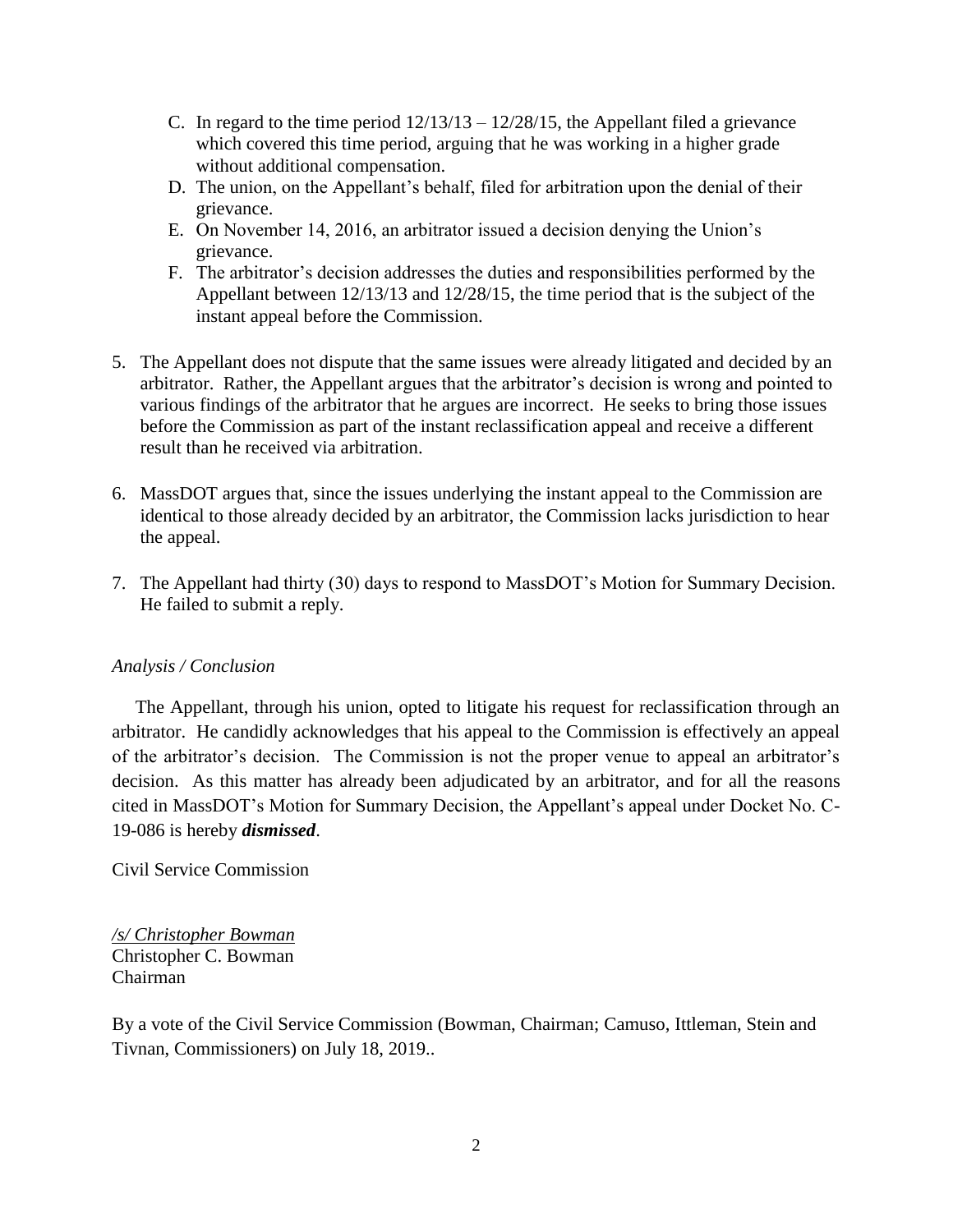C. In regard to the time period 12/13/13 – 12/28/15, the Appellant filed a grievance which covered this time period, arguing that he was working in a higher grade without additional compensation.
D. The union, on the Appellant's behalf, filed for arbitration upon the denial of their grievance.
E. On November 14, 2016, an arbitrator issued a decision denying the Union's grievance.
F. The arbitrator's decision addresses the duties and responsibilities performed by the Appellant between 12/13/13 and 12/28/15, the time period that is the subject of the instant appeal before the Commission.

5. The Appellant does not dispute that the same issues were already litigated and decided by an arbitrator. Rather, the Appellant argues that the arbitrator's decision is wrong and pointed to various findings of the arbitrator that he argues are incorrect. He seeks to bring those issues before the Commission as part of the instant reclassification appeal and receive a different result than he received via arbitration.

6. MassDOT argues that, since the issues underlying the instant appeal to the Commission are identical to those already decided by an arbitrator, the Commission lacks jurisdiction to hear the appeal.

7. The Appellant had thirty (30) days to respond to MassDOT's Motion for Summary Decision. He failed to submit a reply.

*Analysis / Conclusion*

The Appellant, through his union, opted to litigate his request for reclassification through an arbitrator. He candidly acknowledges that his appeal to the Commission is effectively an appeal of the arbitrator's decision. The Commission is not the proper venue to appeal an arbitrator's decision. As this matter has already been adjudicated by an arbitrator, and for all the reasons cited in MassDOT's Motion for Summary Decision, the Appellant's appeal under Docket No. C-19-086 is hereby ***dismissed***.

Civil Service Commission

*/s/ Christopher Bowman*
Christopher C. Bowman
Chairman

By a vote of the Civil Service Commission (Bowman, Chairman; Camuso, Ittleman, Stein and Tivnan, Commissioners) on July 18, 2019..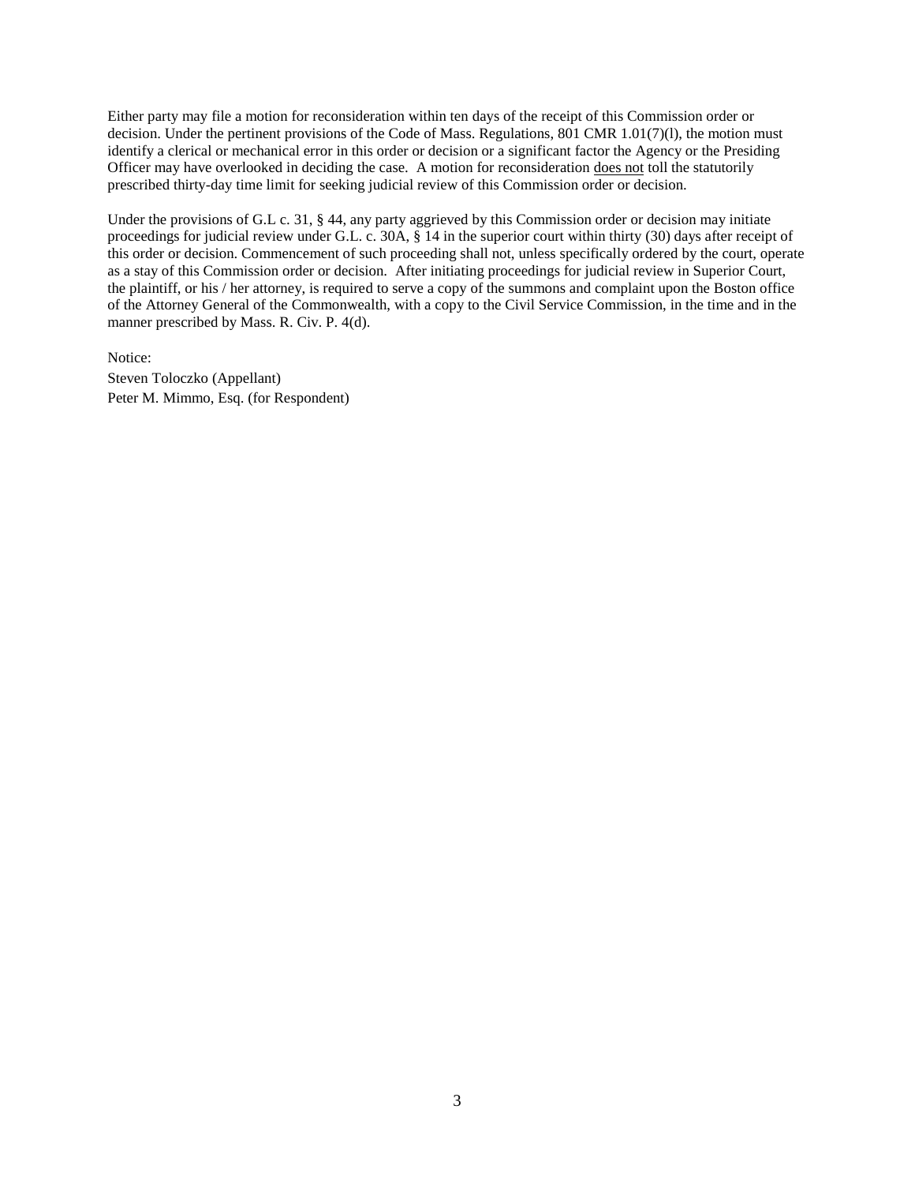Either party may file a motion for reconsideration within ten days of the receipt of this Commission order or decision. Under the pertinent provisions of the Code of Mass. Regulations, 801 CMR 1.01(7)(l), the motion must identify a clerical or mechanical error in this order or decision or a significant factor the Agency or the Presiding Officer may have overlooked in deciding the case. A motion for reconsideration does not toll the statutorily prescribed thirty-day time limit for seeking judicial review of this Commission order or decision.

Under the provisions of G.L c. 31, § 44, any party aggrieved by this Commission order or decision may initiate proceedings for judicial review under G.L. c. 30A, § 14 in the superior court within thirty (30) days after receipt of this order or decision. Commencement of such proceeding shall not, unless specifically ordered by the court, operate as a stay of this Commission order or decision. After initiating proceedings for judicial review in Superior Court, the plaintiff, or his / her attorney, is required to serve a copy of the summons and complaint upon the Boston office of the Attorney General of the Commonwealth, with a copy to the Civil Service Commission, in the time and in the manner prescribed by Mass. R. Civ. P. 4(d).

Notice:

Steven Toloczko (Appellant)

Peter M. Mimmo, Esq. (for Respondent)